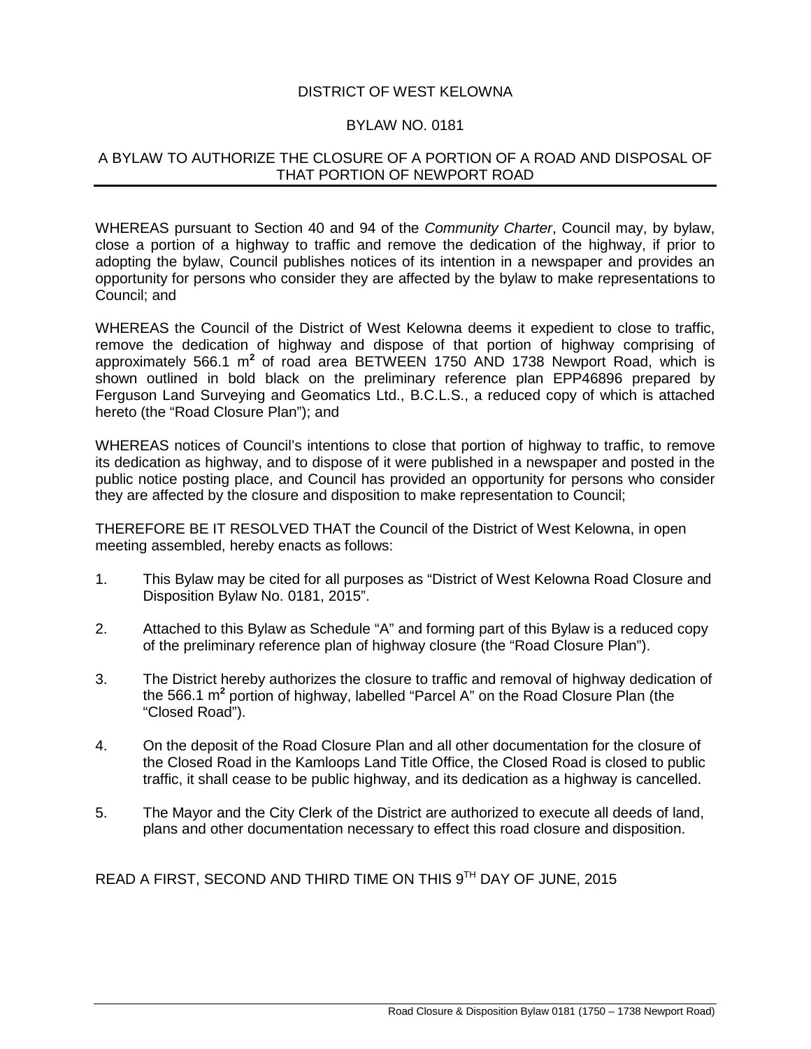# DISTRICT OF WEST KELOWNA

## BYLAW NO. 0181

## A BYLAW TO AUTHORIZE THE CLOSURE OF A PORTION OF A ROAD AND DISPOSAL OF THAT PORTION OF NEWPORT ROAD

WHEREAS pursuant to Section 40 and 94 of the *Community Charter*, Council may, by bylaw, close a portion of a highway to traffic and remove the dedication of the highway, if prior to adopting the bylaw, Council publishes notices of its intention in a newspaper and provides an opportunity for persons who consider they are affected by the bylaw to make representations to Council; and

WHEREAS the Council of the District of West Kelowna deems it expedient to close to traffic, remove the dedication of highway and dispose of that portion of highway comprising of approximately 566.1 $m^2$ of road area BETWEEN 1750 AND 1738 Newport Road, which is shown outlined in bold black on the preliminary reference plan EPP46896 prepared by Ferguson Land Surveying and Geomatics Ltd., B.C.L.S., a reduced copy of which is attached hereto (the "Road Closure Plan"); and

WHEREAS notices of Council's intentions to close that portion of highway to traffic, to remove its dedication as highway, and to dispose of it were published in a newspaper and posted in the public notice posting place, and Council has provided an opportunity for persons who consider they are affected by the closure and disposition to make representation to Council;

THEREFORE BE IT RESOLVED THAT the Council of the District of West Kelowna, in open meeting assembled, hereby enacts as follows:

1. This Bylaw may be cited for all purposes as "District of West Kelowna Road Closure and Disposition Bylaw No. 0181, 2015".
2. Attached to this Bylaw as Schedule "A" and forming part of this Bylaw is a reduced copy of the preliminary reference plan of highway closure (the "Road Closure Plan").
3. The District hereby authorizes the closure to traffic and removal of highway dedication of the 566.1 $m^2$ portion of highway, labelled "Parcel A" on the Road Closure Plan (the "Closed Road").
4. On the deposit of the Road Closure Plan and all other documentation for the closure of the Closed Road in the Kamloops Land Title Office, the Closed Road is closed to public traffic, it shall cease to be public highway, and its dedication as a highway is cancelled.
5. The Mayor and the City Clerk of the District are authorized to execute all deeds of land, plans and other documentation necessary to effect this road closure and disposition.

READ A FIRST, SECOND AND THIRD TIME ON THIS 9TH DAY OF JUNE, 2015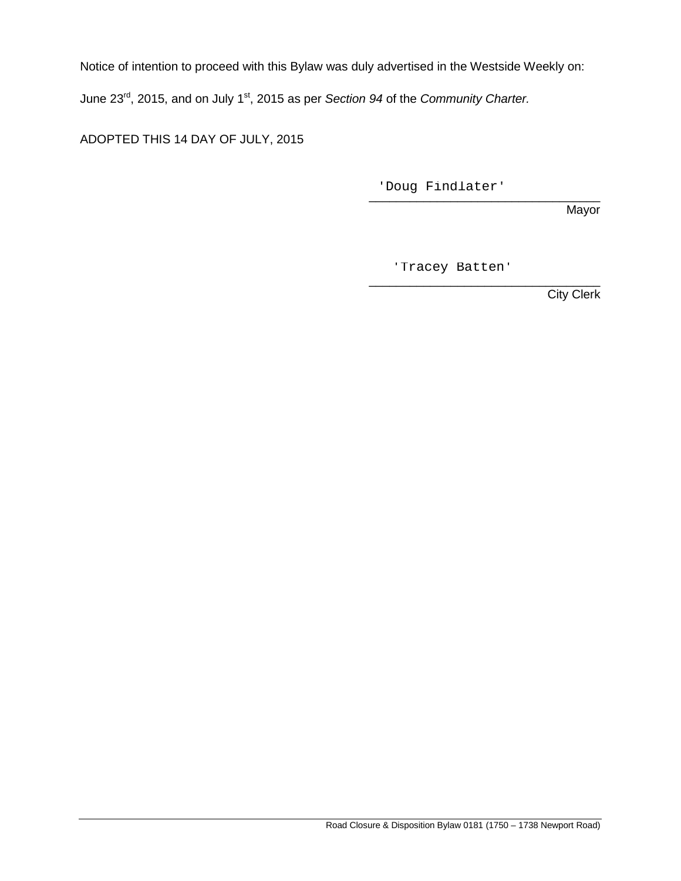Notice of intention to proceed with this Bylaw was duly advertised in the Westside Weekly on:

June 23rd, 2015, and on July 1st, 2015 as per *Section 94* of the *Community Charter.*

ADOPTED THIS 14 DAY OF JULY, 2015

'Doug Findlater'
\_\_\_\_\_\_\_\_\_\_\_\_\_\_\_\_\_\_\_\_\_\_\_\_\_\_\_\_\_\_\_\_
Mayor

'Tracey Batten'
\_\_\_\_\_\_\_\_\_\_\_\_\_\_\_\_\_\_\_\_\_\_\_\_\_\_\_\_\_\_\_\_
City Clerk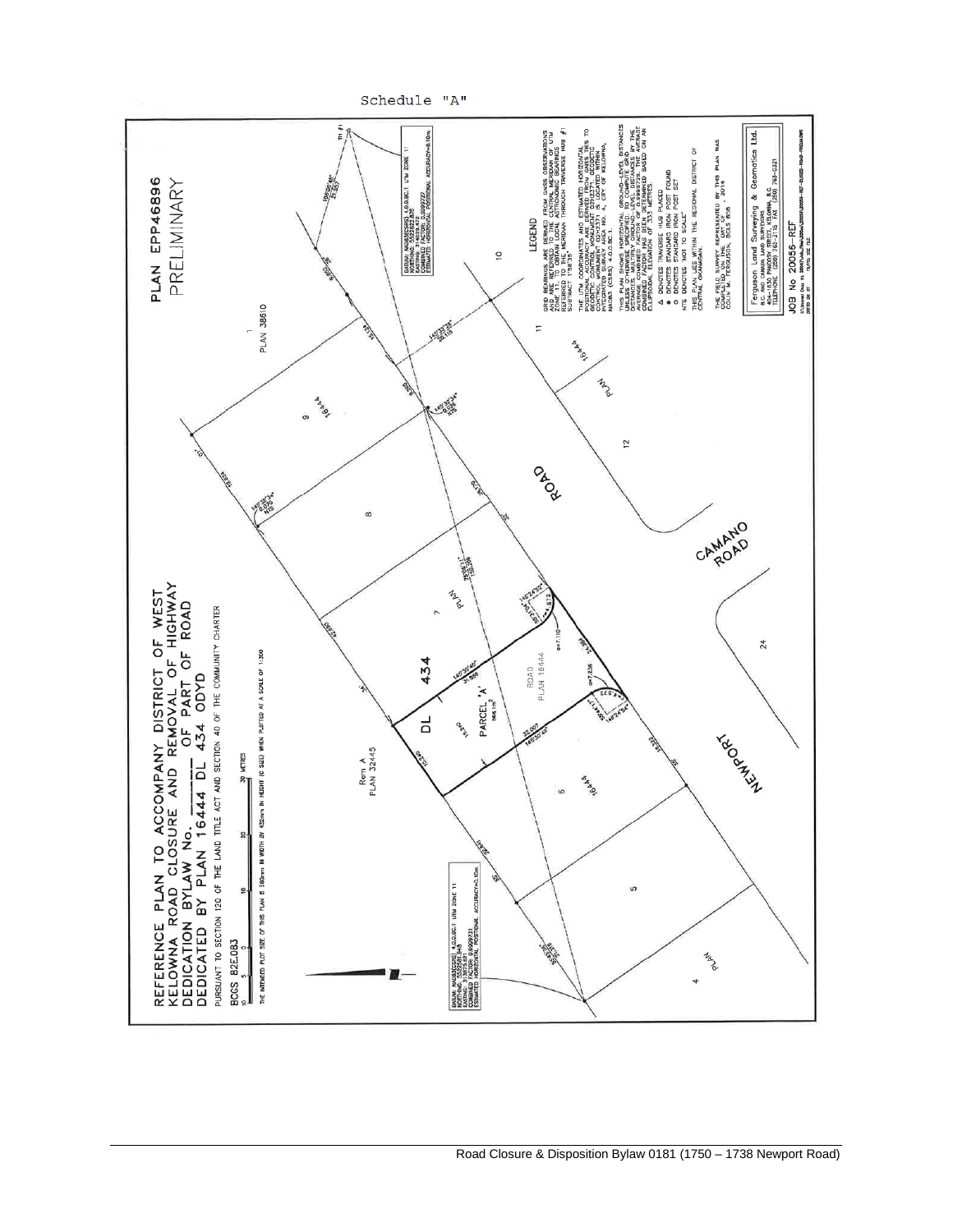Schedule "A"

PLAN EPP46896

PRELIMINARY

REFERENCE PLAN TO ACCOMPANY DISTRICT OF WEST KELOWNA ROAD CLOSURE AND REMOVAL OF HIGHWAY DEDICATION BYLAW No. ______ OF PART OF ROAD DEDICATED BY PLAN 16444 DL 434 ODYD

PURSUANT TO SECTION 120 OF THE LAND TITLE ACT AND SECTION 40 OF THE COMMUNITY CHARTER

BCGS 82E.083

0 10 20 30 METRES

THE INTENDED PLOT SIZE OF THIS PLAN IS 560mm IN WIDTH BY 432mm IN HEIGHT (C SIZE) WHEN PLOTTED AT A SCALE OF 1:300

DATUM: NAD83(CSRS) 4.0.0.BC.1 UTM ZONE 11
NORTHING: 5522642.848
EASTING: 313675.631
COMBINED FACTOR: 0.9999731
ESTIMATED HORIZONTAL POSITIONAL ACCURACY=0.10m

DATUM: NAD83(CSRS) 4.0.0.BC.1 UTM ZONE 11
NORTHING: 5522642.805
EASTING: 314079.472
COMBINED FACTOR: 0.9999727
ESTIMATED HORIZONTAL POSITIONAL ACCURACY=0.10m

PARCEL 'A'
366 m²

DL 434

ROAD PLAN 16444

Rem A PLAN 32445

PLAN 38610

PLAN 16444

NEWPORT ROAD

CAMANO ROAD

LEGEND

GRID BEARINGS ARE DERIVED FROM GNSS OBSERVATIONS AND ARE REFERRED TO THE CENTRAL MERIDIAN OF UTM ZONE 11. TO OBTAIN LOCAL ASTRONOMIC BEARINGS REFERRED TO THE MERIDIAN THROUGH TRAVERSE HUB #1 SUBTRACT 1°38'35".

THE UTM COORDINATES AND ESTIMATED HORIZONTAL POSITIONAL ACCURACY ARE DERIVED FROM GNSS TIES TO GEODETIC CONTROL MONUMENT 0312371 GEODETIC CONTROL MONUMENT 0312371 IS LOCATED WITHIN INTEGRATED SURVEY AREA NO. 4, CITY OF KELOWNA, NAD83 (CSRS) 4.0.0.BC.1.

THIS PLAN SHOWS HORIZONTAL GROUND-LEVEL DISTANCES UNLESS OTHERWISE SPECIFIED. TO COMPUTE GRID DISTANCES, MULTIPLY GROUND-LEVEL DISTANCES BY THE AVERAGE COMBINED FACTOR OF 0.9999728. THE AVERAGE COMBINED FACTOR HAS BEEN DETERMINED BASED ON AN ELLIPSOIDAL ELEVATION OF 333 METRES.

△ DENOTES TRAVERSE HUB PLACED
● DENOTES STANDARD IRON POST FOUND
○ DENOTES STANDARD IRON POST SET
NTS DENOTES "NOT TO SCALE"

THIS PLAN LIES WITHIN THE REGIONAL DISTRICT OF CENTRAL OKANAGAN.

THE FIELD SURVEY REPRESENTED BY THIS PLAN WAS COMPLETED ON THE ___ DAY OF ___, 2014
COLIN M. FERGUSON, BCLS 808

Ferguson Land Surveying & Geomatics Ltd.
B.C. AND CANADA LAND SURVEYORS
404-1630 PANDOSY STREET, KELOWNA, B.C.
TELEPHONE (250) 763-3115 FAX (250) 763-0321

JOB No 20056-REF

Road Closure & Disposition Bylaw 0181 (1750 – 1738 Newport Road)